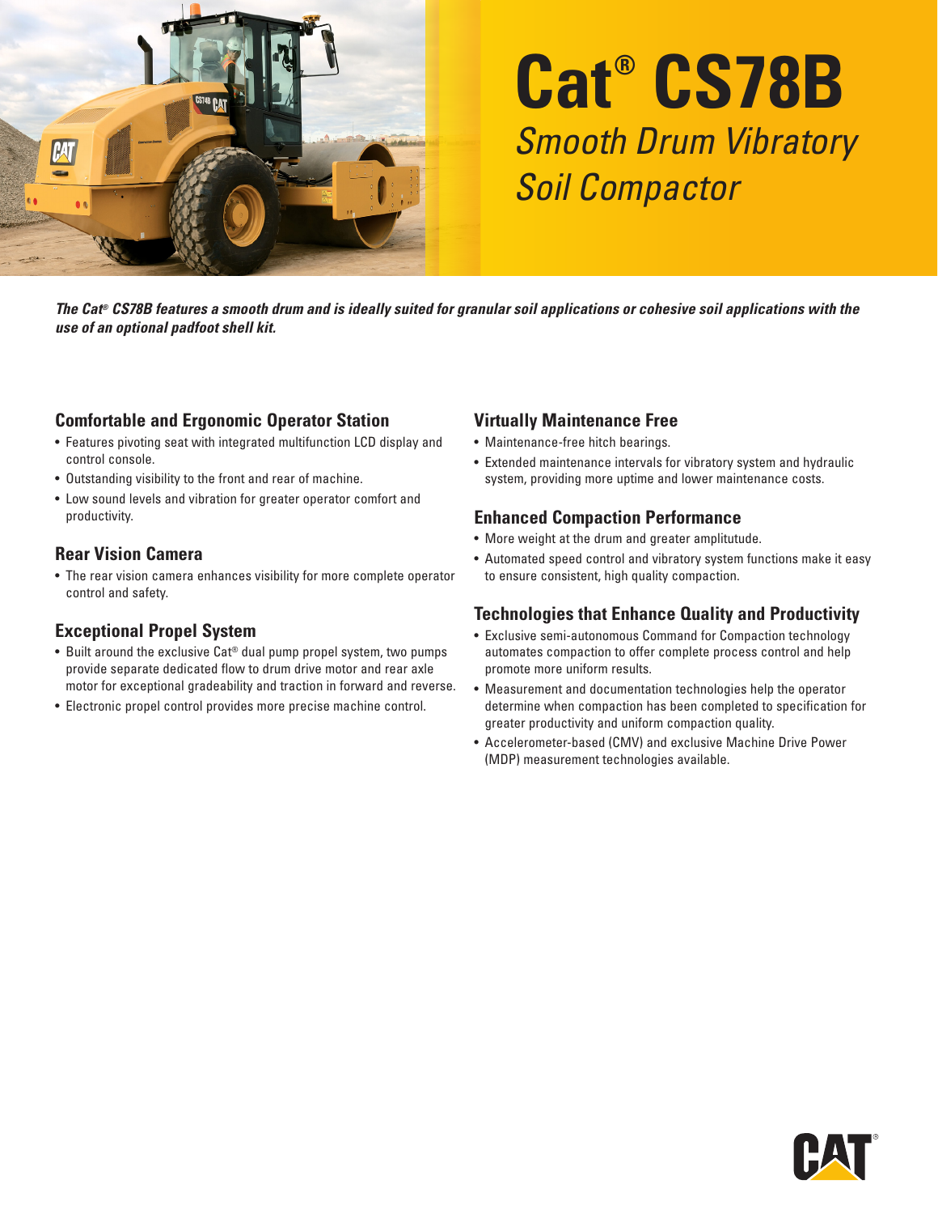# Cat® CS78B

## *Smooth Drum Vibratory Soil Compactor*

***The Cat® CS78B features a smooth drum and is ideally suited for granular soil applications or cohesive soil applications with the use of an optional padfoot shell kit.***

### Comfortable and Ergonomic Operator Station

- Features pivoting seat with integrated multifunction LCD display and control console.
- Outstanding visibility to the front and rear of machine.
- Low sound levels and vibration for greater operator comfort and productivity.

### Rear Vision Camera

- The rear vision camera enhances visibility for more complete operator control and safety.

### Exceptional Propel System

- Built around the exclusive Cat® dual pump propel system, two pumps provide separate dedicated flow to drum drive motor and rear axle motor for exceptional gradeability and traction in forward and reverse.
- Electronic propel control provides more precise machine control.

### Virtually Maintenance Free

- Maintenance-free hitch bearings.
- Extended maintenance intervals for vibratory system and hydraulic system, providing more uptime and lower maintenance costs.

### Enhanced Compaction Performance

- More weight at the drum and greater amplitutude.
- Automated speed control and vibratory system functions make it easy to ensure consistent, high quality compaction.

### Technologies that Enhance Quality and Productivity

- Exclusive semi-autonomous Command for Compaction technology automates compaction to offer complete process control and help promote more uniform results.
- Measurement and documentation technologies help the operator determine when compaction has been completed to specification for greater productivity and uniform compaction quality.
- Accelerometer-based (CMV) and exclusive Machine Drive Power (MDP) measurement technologies available.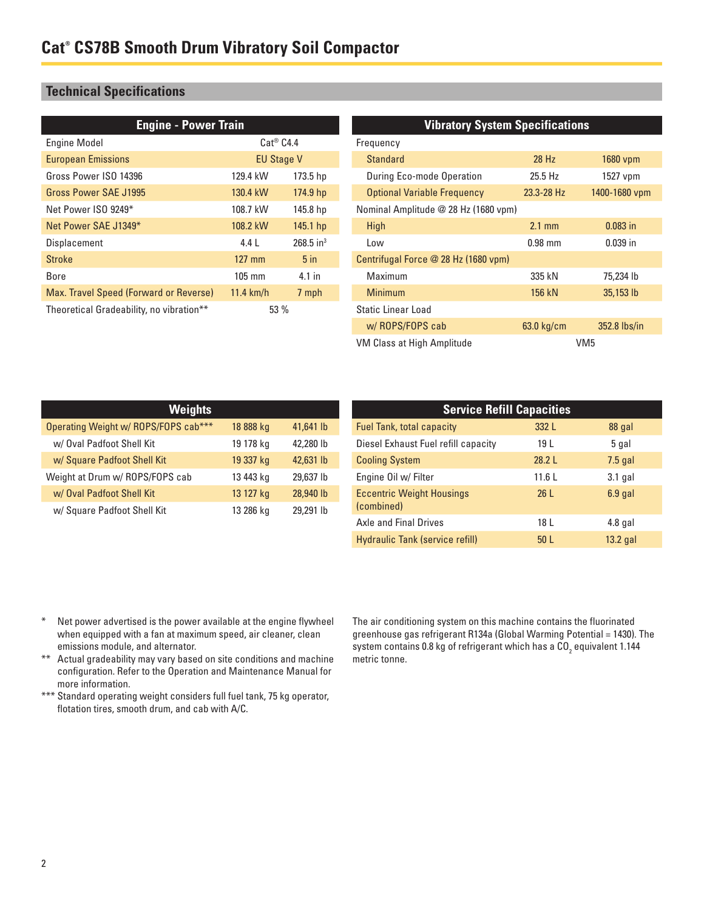# Cat® CS78B Smooth Drum Vibratory Soil Compactor

## Technical Specifications

| Engine - Power Train | | |
|---|---|---|
| Engine Model | Cat® C4.4 | |
| European Emissions | EU Stage V | |
| Gross Power ISO 14396 | 129.4 kW | 173.5 hp |
| Gross Power SAE J1995 | 130.4 kW | 174.9 hp |
| Net Power ISO 9249* | 108.7 kW | 145.8 hp |
| Net Power SAE J1349* | 108.2 kW | 145.1 hp |
| Displacement | 4.4 L | 268.5 in³ |
| Stroke | 127 mm | 5 in |
| Bore | 105 mm | 4.1 in |
| Max. Travel Speed (Forward or Reverse) | 11.4 km/h | 7 mph |
| Theoretical Gradeability, no vibration** | 53 % | |

| Vibratory System Specifications | | |
|---|---|---|
| Frequency | | |
| Standard | 28 Hz | 1680 vpm |
| During Eco-mode Operation | 25.5 Hz | 1527 vpm |
| Optional Variable Frequency | 23.3-28 Hz | 1400-1680 vpm |
| Nominal Amplitude @ 28 Hz (1680 vpm) | | |
| High | 2.1 mm | 0.083 in |
| Low | 0.98 mm | 0.039 in |
| Centrifugal Force @ 28 Hz (1680 vpm) | | |
| Maximum | 335 kN | 75,234 lb |
| Minimum | 156 kN | 35,153 lb |
| Static Linear Load | | |
| w/ ROPS/FOPS cab | 63.0 kg/cm | 352.8 lbs/in |
| VM Class at High Amplitude | VM5 | |

| Weights | | |
|---|---|---|
| Operating Weight w/ ROPS/FOPS cab*** | 18 888 kg | 41,641 lb |
| w/ Oval Padfoot Shell Kit | 19 178 kg | 42,280 lb |
| w/ Square Padfoot Shell Kit | 19 337 kg | 42,631 lb |
| Weight at Drum w/ ROPS/FOPS cab | 13 443 kg | 29,637 lb |
| w/ Oval Padfoot Shell Kit | 13 127 kg | 28,940 lb |
| w/ Square Padfoot Shell Kit | 13 286 kg | 29,291 lb |

| Service Refill Capacities | | |
|---|---|---|
| Fuel Tank, total capacity | 332 L | 88 gal |
| Diesel Exhaust Fuel refill capacity | 19 L | 5 gal |
| Cooling System | 28.2 L | 7.5 gal |
| Engine Oil w/ Filter | 11.6 L | 3.1 gal |
| Eccentric Weight Housings (combined) | 26 L | 6.9 gal |
| Axle and Final Drives | 18 L | 4.8 gal |
| Hydraulic Tank (service refill) | 50 L | 13.2 gal |

\* Net power advertised is the power available at the engine flywheel when equipped with a fan at maximum speed, air cleaner, clean emissions module, and alternator.

\*\* Actual gradeability may vary based on site conditions and machine configuration. Refer to the Operation and Maintenance Manual for more information.

\*\*\* Standard operating weight considers full fuel tank, 75 kg operator, flotation tires, smooth drum, and cab with A/C.

The air conditioning system on this machine contains the fluorinated greenhouse gas refrigerant R134a (Global Warming Potential = 1430). The system contains 0.8 kg of refrigerant which has a $CO_2$ equivalent 1.144 metric tonne.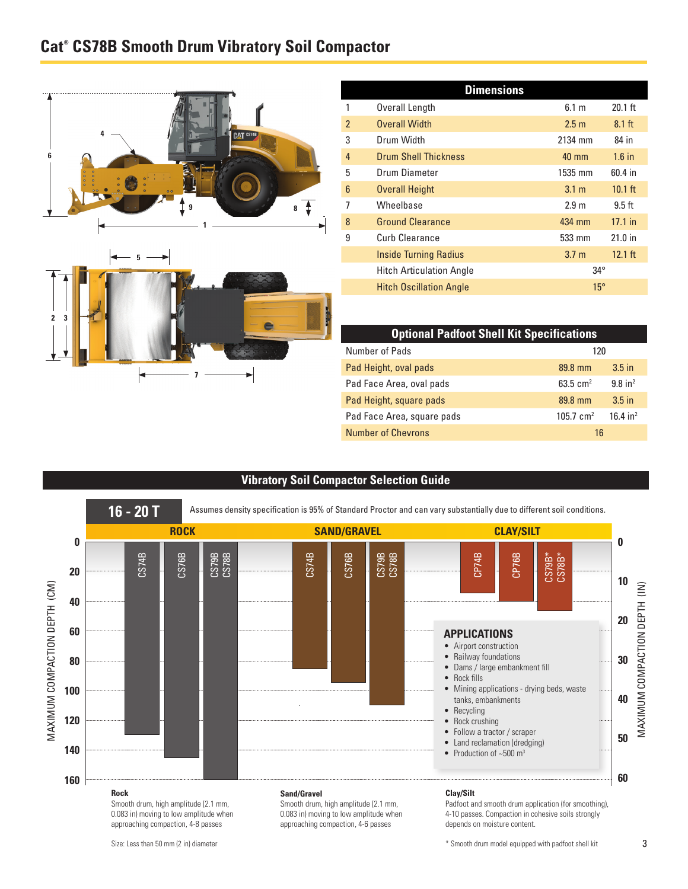# Cat® CS78B Smooth Drum Vibratory Soil Compactor

| | Dimensions | | |
|---|---|---|---|
| 1 | Overall Length | 6.1 m | 20.1 ft |
| 2 | Overall Width | 2.5 m | 8.1 ft |
| 3 | Drum Width | 2134 mm | 84 in |
| 4 | Drum Shell Thickness | 40 mm | 1.6 in |
| 5 | Drum Diameter | 1535 mm | 60.4 in |
| 6 | Overall Height | 3.1 m | 10.1 ft |
| 7 | Wheelbase | 2.9 m | 9.5 ft |
| 8 | Ground Clearance | 434 mm | 17.1 in |
| 9 | Curb Clearance | 533 mm | 21.0 in |
| | Inside Turning Radius | 3.7 m | 12.1 ft |
| | Hitch Articulation Angle | 34° | |
| | Hitch Oscillation Angle | 15° | |

| Optional Padfoot Shell Kit Specifications | | |
|---|---|---|
| Number of Pads | 120 | |
| Pad Height, oval pads | 89.8 mm | 3.5 in |
| Pad Face Area, oval pads | 63.5 $cm^2$ | 9.8 $in^2$ |
| Pad Height, square pads | 89.8 mm | 3.5 in |
| Pad Face Area, square pads | 105.7 $cm^2$ | 16.4 $in^2$ |
| Number of Chevrons | 16 | |

## Vibratory Soil Compactor Selection Guide

**16 - 20 T**

Assumes density specification is 95% of Standard Proctor and can vary substantially due to different soil conditions.

| Material | Model | Maximum Compaction Depth (approx.) |
|---|---|---|
| ROCK | CS74B | 130 cm |
| ROCK | CS76B | 145 cm |
| ROCK | CS79B / CS78B | 160 cm |
| SAND/GRAVEL | CS74B | 85 cm |
| SAND/GRAVEL | CS76B | 95 cm |
| SAND/GRAVEL | CS79B / CS78B | 110 cm |
| CLAY/SILT | CP74B | 35 cm |
| CLAY/SILT | CP76B | 40 cm |
| CLAY/SILT | CS79B* / CS78B* | 45 cm |

MAXIMUM COMPACTION DEPTH (CM) / MAXIMUM COMPACTION DEPTH (IN)

### APPLICATIONS

- Airport construction
- Railway foundations
- Dams / large embankment fill
- Rock fills
- Mining applications - drying beds, waste tanks, embankments
- Recycling
- Rock crushing
- Follow a tractor / scraper
- Land reclamation (dredging)
- Production of ~500 $m^3$

**Rock**
Smooth drum, high amplitude (2.1 mm, 0.083 in) moving to low amplitude when approaching compaction, 4-8 passes

**Sand/Gravel**
Smooth drum, high amplitude (2.1 mm, 0.083 in) moving to low amplitude when approaching compaction, 4-6 passes

**Clay/Silt**
Padfoot and smooth drum application (for smoothing), 4-10 passes. Compaction in cohesive soils strongly depends on moisture content.

Size: Less than 50 mm (2 in) diameter

* Smooth drum model equipped with padfoot shell kit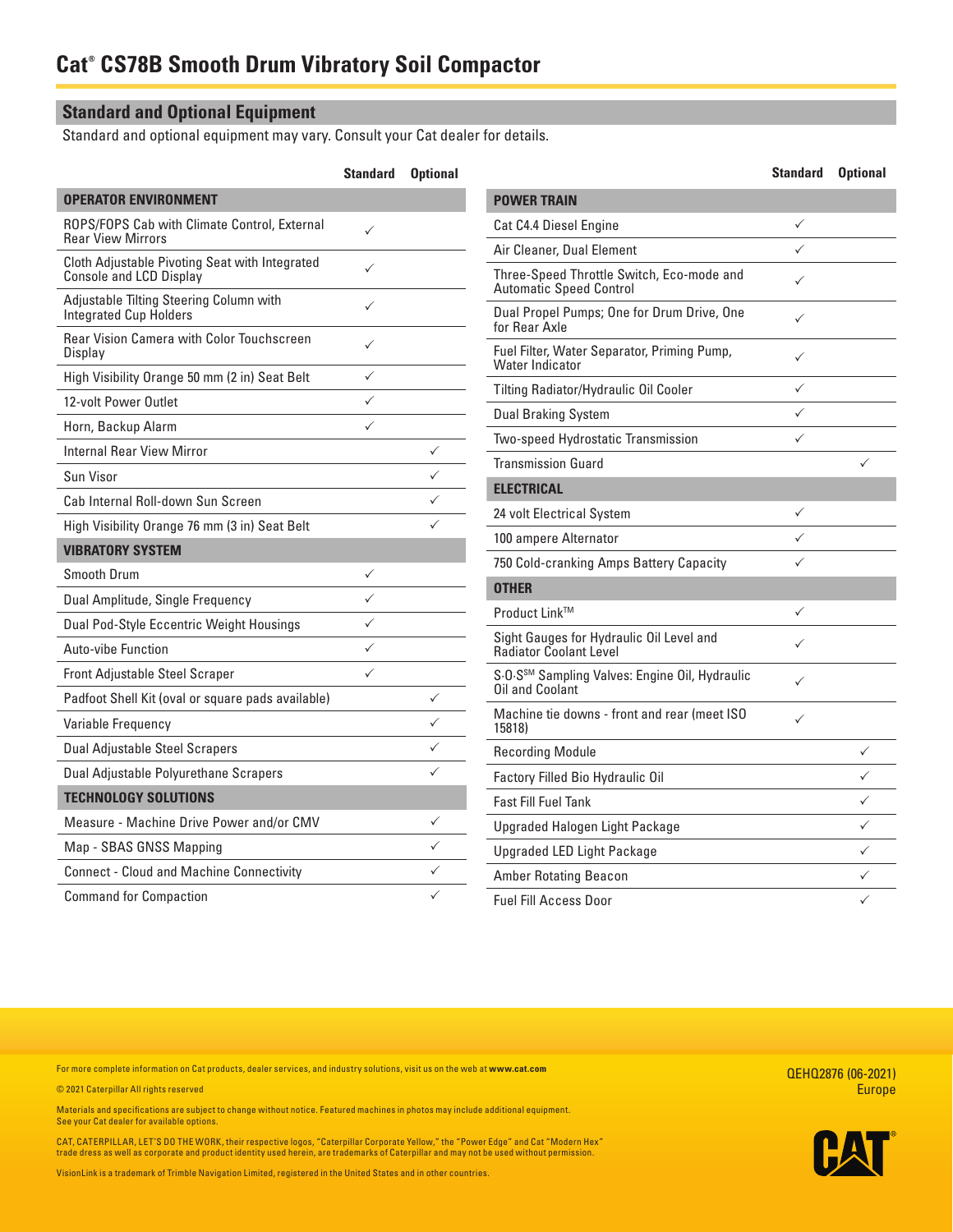# Cat® CS78B Smooth Drum Vibratory Soil Compactor

## Standard and Optional Equipment

Standard and optional equipment may vary. Consult your Cat dealer for details.

| | Standard | Optional |
|---|---|---|
| **OPERATOR ENVIRONMENT** | | |
| ROPS/FOPS Cab with Climate Control, External Rear View Mirrors | ✓ | |
| Cloth Adjustable Pivoting Seat with Integrated Console and LCD Display | ✓ | |
| Adjustable Tilting Steering Column with Integrated Cup Holders | ✓ | |
| Rear Vision Camera with Color Touchscreen Display | ✓ | |
| High Visibility Orange 50 mm (2 in) Seat Belt | ✓ | |
| 12-volt Power Outlet | ✓ | |
| Horn, Backup Alarm | ✓ | |
| Internal Rear View Mirror | | ✓ |
| Sun Visor | | ✓ |
| Cab Internal Roll-down Sun Screen | | ✓ |
| High Visibility Orange 76 mm (3 in) Seat Belt | | ✓ |
| **VIBRATORY SYSTEM** | | |
| Smooth Drum | ✓ | |
| Dual Amplitude, Single Frequency | ✓ | |
| Dual Pod-Style Eccentric Weight Housings | ✓ | |
| Auto-vibe Function | ✓ | |
| Front Adjustable Steel Scraper | ✓ | |
| Padfoot Shell Kit (oval or square pads available) | | ✓ |
| Variable Frequency | | ✓ |
| Dual Adjustable Steel Scrapers | | ✓ |
| Dual Adjustable Polyurethane Scrapers | | ✓ |
| **TECHNOLOGY SOLUTIONS** | | |
| Measure - Machine Drive Power and/or CMV | | ✓ |
| Map - SBAS GNSS Mapping | | ✓ |
| Connect - Cloud and Machine Connectivity | | ✓ |
| Command for Compaction | | ✓ |

| | Standard | Optional |
|---|---|---|
| **POWER TRAIN** | | |
| Cat C4.4 Diesel Engine | ✓ | |
| Air Cleaner, Dual Element | ✓ | |
| Three-Speed Throttle Switch, Eco-mode and Automatic Speed Control | ✓ | |
| Dual Propel Pumps; One for Drum Drive, One for Rear Axle | ✓ | |
| Fuel Filter, Water Separator, Priming Pump, Water Indicator | ✓ | |
| Tilting Radiator/Hydraulic Oil Cooler | ✓ | |
| Dual Braking System | ✓ | |
| Two-speed Hydrostatic Transmission | ✓ | |
| Transmission Guard | | ✓ |
| **ELECTRICAL** | | |
| 24 volt Electrical System | ✓ | |
| 100 ampere Alternator | ✓ | |
| 750 Cold-cranking Amps Battery Capacity | ✓ | |
| **OTHER** | | |
| Product Link™ | ✓ | |
| Sight Gauges for Hydraulic Oil Level and Radiator Coolant Level | ✓ | |
| S·O·S℠ Sampling Valves: Engine Oil, Hydraulic Oil and Coolant | ✓ | |
| Machine tie downs - front and rear (meet ISO 15818) | ✓ | |
| Recording Module | | ✓ |
| Factory Filled Bio Hydraulic Oil | | ✓ |
| Fast Fill Fuel Tank | | ✓ |
| Upgraded Halogen Light Package | | ✓ |
| Upgraded LED Light Package | | ✓ |
| Amber Rotating Beacon | | ✓ |
| Fuel Fill Access Door | | ✓ |

For more complete information on Cat products, dealer services, and industry solutions, visit us on the web at **www.cat.com**

© 2021 Caterpillar All rights reserved

Materials and specifications are subject to change without notice. Featured machines in photos may include additional equipment. See your Cat dealer for available options.

CAT, CATERPILLAR, LET'S DO THE WORK, their respective logos, "Caterpillar Corporate Yellow," the "Power Edge" and Cat "Modern Hex" trade dress as well as corporate and product identity used herein, are trademarks of Caterpillar and may not be used without permission.

VisionLink is a trademark of Trimble Navigation Limited, registered in the United States and in other countries.

QEHQ2876 (06-2021)
Europe